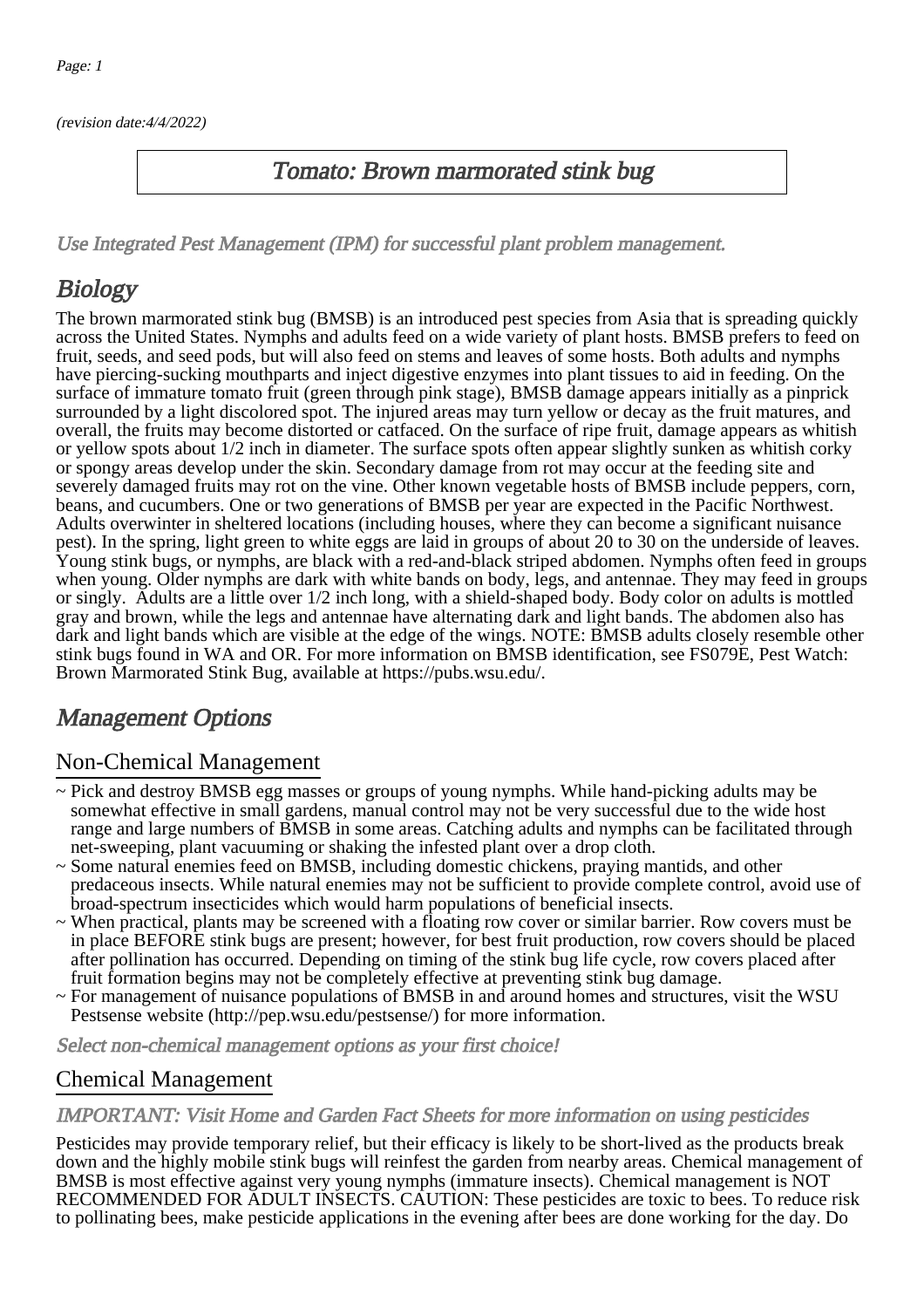(revision date:4/4/2022)

# Tomato: Brown marmorated stink bug

*Use Integrated Pest Management (IPM) for successful plant problem management.*

## Biology

The brown marmorated stink bug (BMSB) is an introduced pest species from Asia that is spreading quickly across the United States. Nymphs and adults feed on a wide variety of plant hosts. BMSB prefers to feed on fruit, seeds, and seed pods, but will also feed on stems and leaves of some hosts. Both adults and nymphs have piercing-sucking mouthparts and inject digestive enzymes into plant tissues to aid in feeding. On the surface of immature tomato fruit (green through pink stage), BMSB damage appears initially as a pinprick surrounded by a light discolored spot. The injured areas may turn yellow or decay as the fruit matures, and overall, the fruits may become distorted or catfaced. On the surface of ripe fruit, damage appears as whitish or yellow spots about 1/2 inch in diameter. The surface spots often appear slightly sunken as whitish corky or spongy areas develop under the skin. Secondary damage from rot may occur at the feeding site and severely damaged fruits may rot on the vine. Other known vegetable hosts of BMSB include peppers, corn, beans, and cucumbers. One or two generations of BMSB per year are expected in the Pacific Northwest. Adults overwinter in sheltered locations (including houses, where they can become a significant nuisance pest). In the spring, light green to white eggs are laid in groups of about 20 to 30 on the underside of leaves. Young stink bugs, or nymphs, are black with a red-and-black striped abdomen. Nymphs often feed in groups when young. Older nymphs are dark with white bands on body, legs, and antennae. They may feed in groups or singly. Adults are a little over 1/2 inch long, with a shield-shaped body. Body color on adults is mottled gray and brown, while the legs and antennae have alternating dark and light bands. The abdomen also has dark and light bands which are visible at the edge of the wings. NOTE: BMSB adults closely resemble other stink bugs found in WA and OR. For more information on BMSB identification, see FS079E, Pest Watch: Brown Marmorated Stink Bug, available at https://pubs.wsu.edu/.

## Management Options

### Non-Chemical Management

- ~ Pick and destroy BMSB egg masses or groups of young nymphs. While hand-picking adults may be somewhat effective in small gardens, manual control may not be very successful due to the wide host range and large numbers of BMSB in some areas. Catching adults and nymphs can be facilitated through net-sweeping, plant vacuuming or shaking the infested plant over a drop cloth.
- ~ Some natural enemies feed on BMSB, including domestic chickens, praying mantids, and other predaceous insects. While natural enemies may not be sufficient to provide complete control, avoid use of broad-spectrum insecticides which would harm populations of beneficial insects.
- ~ When practical, plants may be screened with a floating row cover or similar barrier. Row covers must be in place BEFORE stink bugs are present; however, for best fruit production, row covers should be placed after pollination has occurred. Depending on timing of the stink bug life cycle, row covers placed after fruit formation begins may not be completely effective at preventing stink bug damage.
- ~ For management of nuisance populations of BMSB in and around homes and structures, visit the WSU Pestsense website (http://pep.wsu.edu/pestsense/) for more information.

*Select non-chemical management options as your first choice!*

### Chemical Management

*IMPORTANT: Visit Home and Garden Fact Sheets for more information on using pesticides*

Pesticides may provide temporary relief, but their efficacy is likely to be short-lived as the products break down and the highly mobile stink bugs will reinfest the garden from nearby areas. Chemical management of BMSB is most effective against very young nymphs (immature insects). Chemical management is NOT RECOMMENDED FOR ADULT INSECTS. CAUTION: These pesticides are toxic to bees. To reduce risk to pollinating bees, make pesticide applications in the evening after bees are done working for the day. Do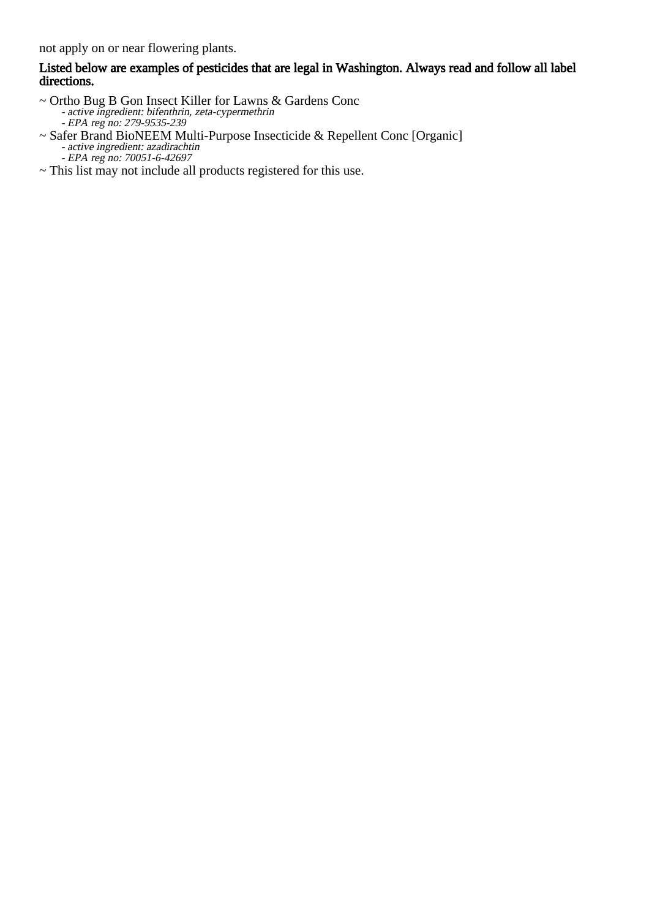not apply on or near flowering plants.

**Listed below are examples of pesticides that are legal in Washington. Always read and follow all label directions.**

~ Ortho Bug B Gon Insect Killer for Lawns & Gardens Conc
  - *active ingredient: bifenthrin, zeta-cypermethrin*
  - *EPA reg no: 279-9535-239*

~ Safer Brand BioNEEM Multi-Purpose Insecticide & Repellent Conc [Organic]
  - *active ingredient: azadirachtin*
  - *EPA reg no: 70051-6-42697*

~ This list may not include all products registered for this use.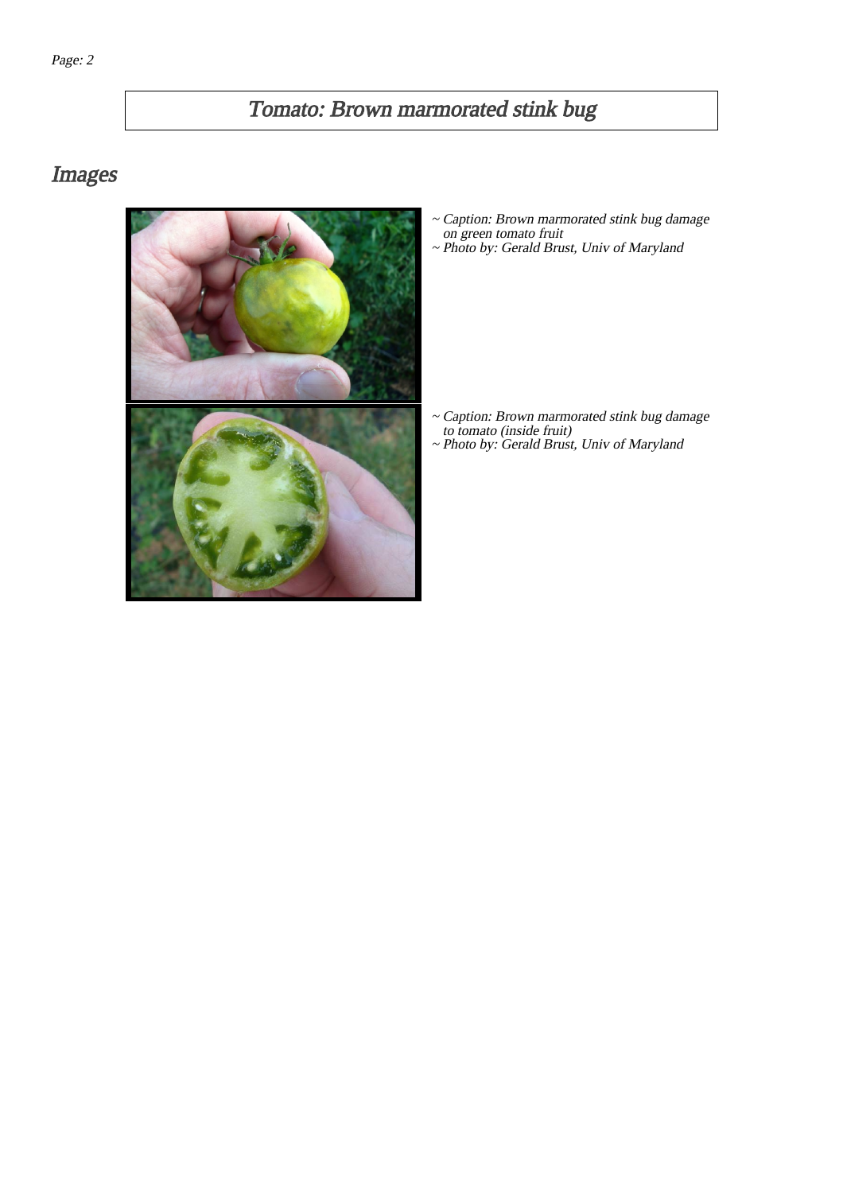# Tomato: Brown marmorated stink bug

## Images

~ Caption: Brown marmorated stink bug damage on green tomato fruit
~ Photo by: Gerald Brust, Univ of Maryland

~ Caption: Brown marmorated stink bug damage to tomato (inside fruit)
~ Photo by: Gerald Brust, Univ of Maryland